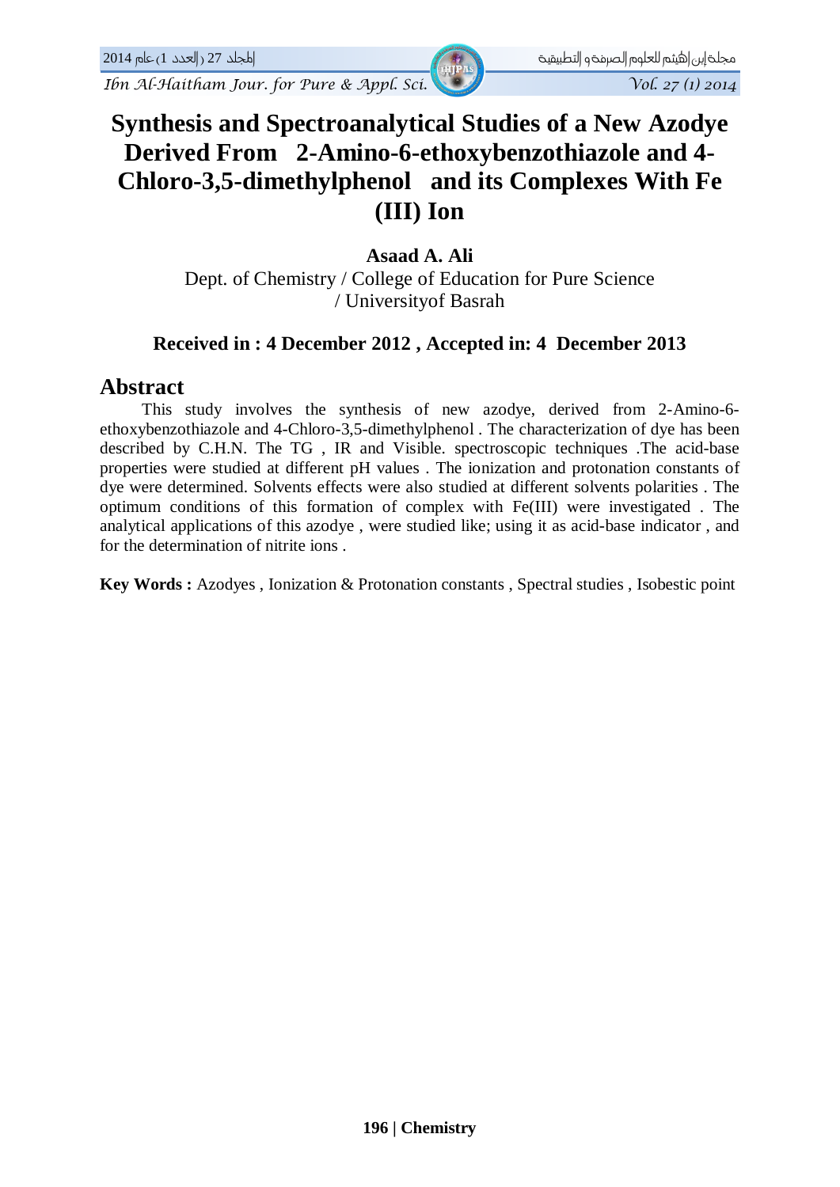# Synthesis and Spectroanalytical Studies of a New Azodye Derived From 2-Amino-6-ethoxybenzothiazole and 4-Chloro-3,5-dimethylphenol and its Complexes With Fe (III) Ion

**Asaad A. Ali**

Dept. of Chemistry / College of Education for Pure Science / Universityof Basrah

**Received in : 4 December 2012 , Accepted in: 4 December 2013**

## Abstract

This study involves the synthesis of new azodye, derived from 2-Amino-6-ethoxybenzothiazole and 4-Chloro-3,5-dimethylphenol . The characterization of dye has been described by C.H.N. The TG , IR and Visible. spectroscopic techniques .The acid-base properties were studied at different pH values . The ionization and protonation constants of dye were determined. Solvents effects were also studied at different solvents polarities . The optimum conditions of this formation of complex with Fe(III) were investigated . The analytical applications of this azodye , were studied like; using it as acid-base indicator , and for the determination of nitrite ions .

**Key Words :** Azodyes , Ionization & Protonation constants , Spectral studies , Isobestic point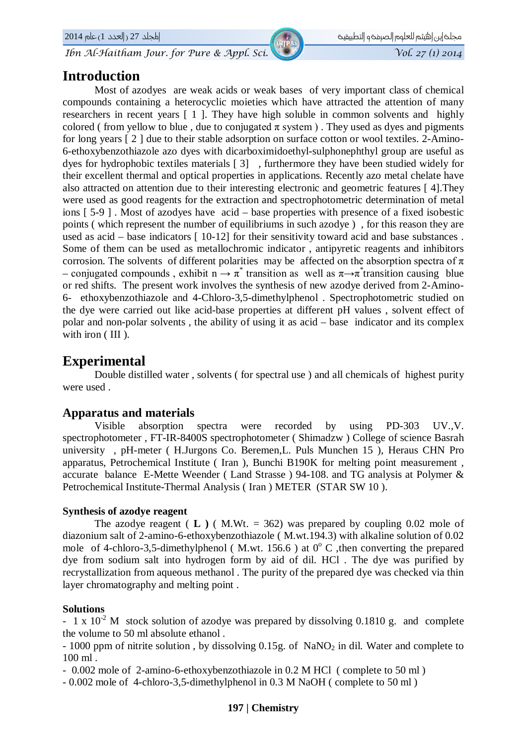## Introduction

Most of azodyes are weak acids or weak bases of very important class of chemical compounds containing a heterocyclic moieties which have attracted the attention of many researchers in recent years [ 1 ]. They have high soluble in common solvents and highly colored ( from yellow to blue , due to conjugated $\pi$ system ) . They used as dyes and pigments for long years [ 2 ] due to their stable adsorption on surface cotton or wool textiles. 2-Amino-6-ethoxybenzothiazole azo dyes with dicarboximidoethyl-sulphonephthyl group are useful as dyes for hydrophobic textiles materials [ 3] , furthermore they have been studied widely for their excellent thermal and optical properties in applications. Recently azo metal chelate have also attracted on attention due to their interesting electronic and geometric features [ 4].They were used as good reagents for the extraction and spectrophotometric determination of metal ions [ 5-9 ] . Most of azodyes have acid – base properties with presence of a fixed isobestic points ( which represent the number of equilibriums in such azodye ) , for this reason they are used as acid – base indicators [ 10-12] for their sensitivity toward acid and base substances . Some of them can be used as metallochromic indicator , antipyretic reagents and inhibitors corrosion. The solvents of different polarities may be affected on the absorption spectra of $\pi$ – conjugated compounds , exhibit $n \rightarrow \pi^*$ transition as well as $\pi \rightarrow \pi^*$ transition causing blue or red shifts. The present work involves the synthesis of new azodye derived from 2-Amino-6- ethoxybenzothiazole and 4-Chloro-3,5-dimethylphenol . Spectrophotometric studied on the dye were carried out like acid-base properties at different pH values , solvent effect of polar and non-polar solvents , the ability of using it as acid – base indicator and its complex with iron ( III ).

## Experimental

Double distilled water , solvents ( for spectral use ) and all chemicals of highest purity were used .

### Apparatus and materials

Visible absorption spectra were recorded by using PD-303 UV.,V. spectrophotometer , FT-IR-8400S spectrophotometer ( Shimadzw ) College of science Basrah university , pH-meter ( H.Jurgons Co. Beremen,L. Puls Munchen 15 ), Heraus CHN Pro apparatus, Petrochemical Institute ( Iran ), Bunchi B190K for melting point measurement , accurate balance E-Mette Weender ( Land Strasse ) 94-108. and TG analysis at Polymer & Petrochemical Institute-Thermal Analysis ( Iran ) METER (STAR SW 10 ).

#### Synthesis of azodye reagent

The azodye reagent ( **L )** ( M.Wt. = 362) was prepared by coupling 0.02 mole of diazonium salt of 2-amino-6-ethoxybenzothiazole ( M.wt.194.3) with alkaline solution of 0.02 mole of 4-chloro-3,5-dimethylphenol ( M.wt. 156.6 ) at $0^o$ C ,then converting the prepared dye from sodium salt into hydrogen form by aid of dil. HCl . The dye was purified by recrystallization from aqueous methanol . The purity of the prepared dye was checked via thin layer chromatography and melting point .

#### Solutions

- $1 \times 10^{-2}$ M stock solution of azodye was prepared by dissolving 0.1810 g. and complete the volume to 50 ml absolute ethanol .
- 1000 ppm of nitrite solution , by dissolving 0.15g. of $NaNO_2$ in dil. Water and complete to 100 ml .
- 0.002 mole of 2-amino-6-ethoxybenzothiazole in 0.2 M HCl ( complete to 50 ml )
- 0.002 mole of 4-chloro-3,5-dimethylphenol in 0.3 M NaOH ( complete to 50 ml )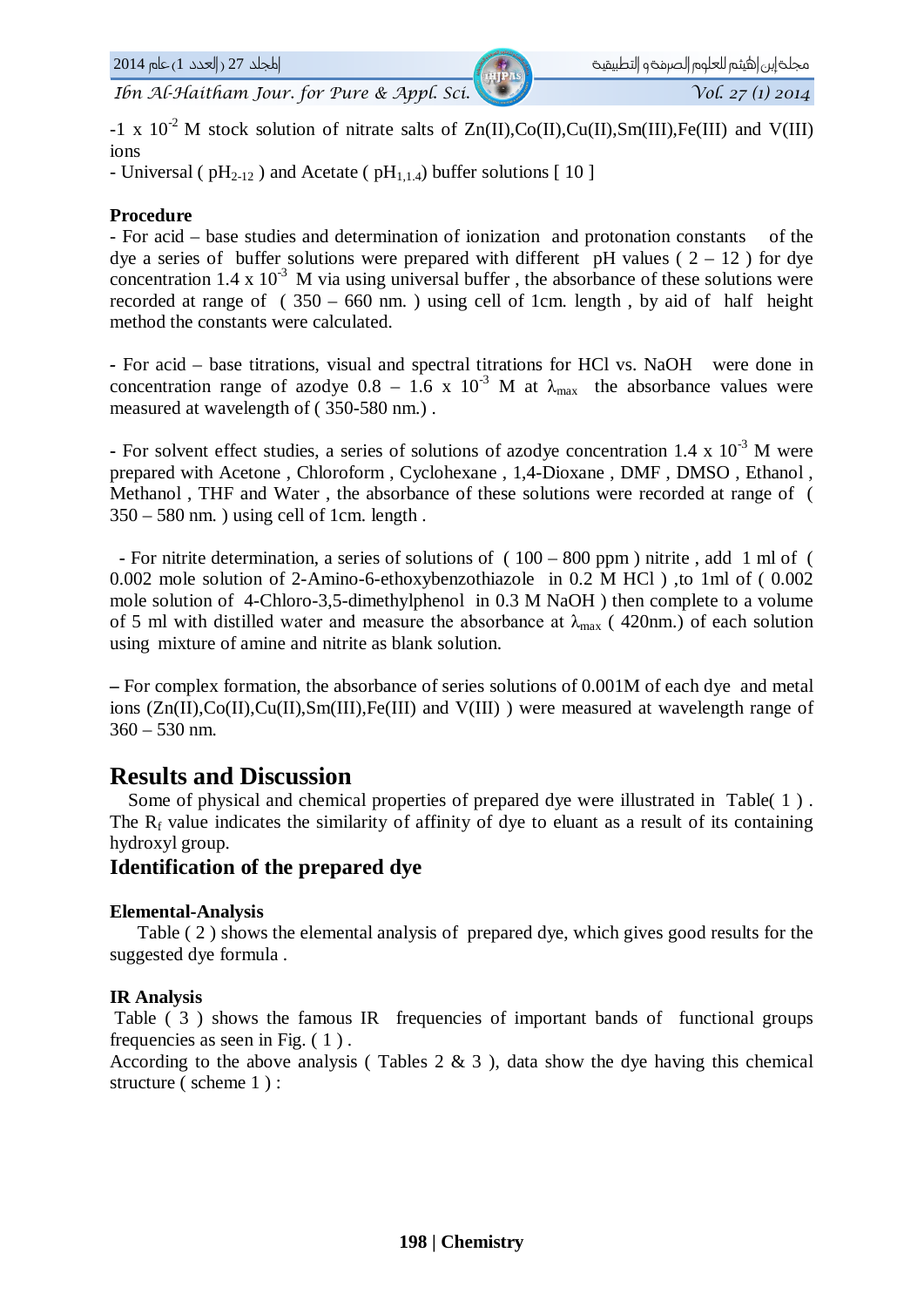-1 x $10^{-2}$ M stock solution of nitrate salts of Zn(II),Co(II),Cu(II),Sm(III),Fe(III) and V(III) ions

- Universal ( $pH_{2-12}$ ) and Acetate ( $pH_{1,1.4}$) buffer solutions [ 10 ]

**Procedure**

- For acid – base studies and determination of ionization and protonation constants of the dye a series of buffer solutions were prepared with different pH values ( 2 – 12 ) for dye concentration 1.4 x $10^{-3}$ M via using universal buffer , the absorbance of these solutions were recorded at range of ( 350 – 660 nm. ) using cell of 1cm. length , by aid of half height method the constants were calculated.

- For acid – base titrations, visual and spectral titrations for HCl vs. NaOH were done in concentration range of azodye 0.8 – 1.6 x $10^{-3}$ M at $\lambda_{max}$ the absorbance values were measured at wavelength of ( 350-580 nm.) .

- For solvent effect studies, a series of solutions of azodye concentration 1.4 x $10^{-3}$ M were prepared with Acetone , Chloroform , Cyclohexane , 1,4-Dioxane , DMF , DMSO , Ethanol , Methanol , THF and Water , the absorbance of these solutions were recorded at range of ( 350 – 580 nm. ) using cell of 1cm. length .

- For nitrite determination, a series of solutions of ( 100 – 800 ppm ) nitrite , add 1 ml of ( 0.002 mole solution of 2-Amino-6-ethoxybenzothiazole in 0.2 M HCl ) ,to 1ml of ( 0.002 mole solution of 4-Chloro-3,5-dimethylphenol in 0.3 M NaOH ) then complete to a volume of 5 ml with distilled water and measure the absorbance at $\lambda_{max}$ ( 420nm.) of each solution using mixture of amine and nitrite as blank solution.

– For complex formation, the absorbance of series solutions of 0.001M of each dye and metal ions (Zn(II),Co(II),Cu(II),Sm(III),Fe(III) and V(III) ) were measured at wavelength range of 360 – 530 nm.

# Results and Discussion

Some of physical and chemical properties of prepared dye were illustrated in Table( 1 ) . The $R_f$ value indicates the similarity of affinity of dye to eluant as a result of its containing hydroxyl group.

## Identification of the prepared dye

**Elemental-Analysis**

Table ( 2 ) shows the elemental analysis of prepared dye, which gives good results for the suggested dye formula .

**IR Analysis**

Table ( 3 ) shows the famous IR frequencies of important bands of functional groups frequencies as seen in Fig. ( 1 ) .

According to the above analysis ( Tables 2 & 3 ), data show the dye having this chemical structure ( scheme 1 ) :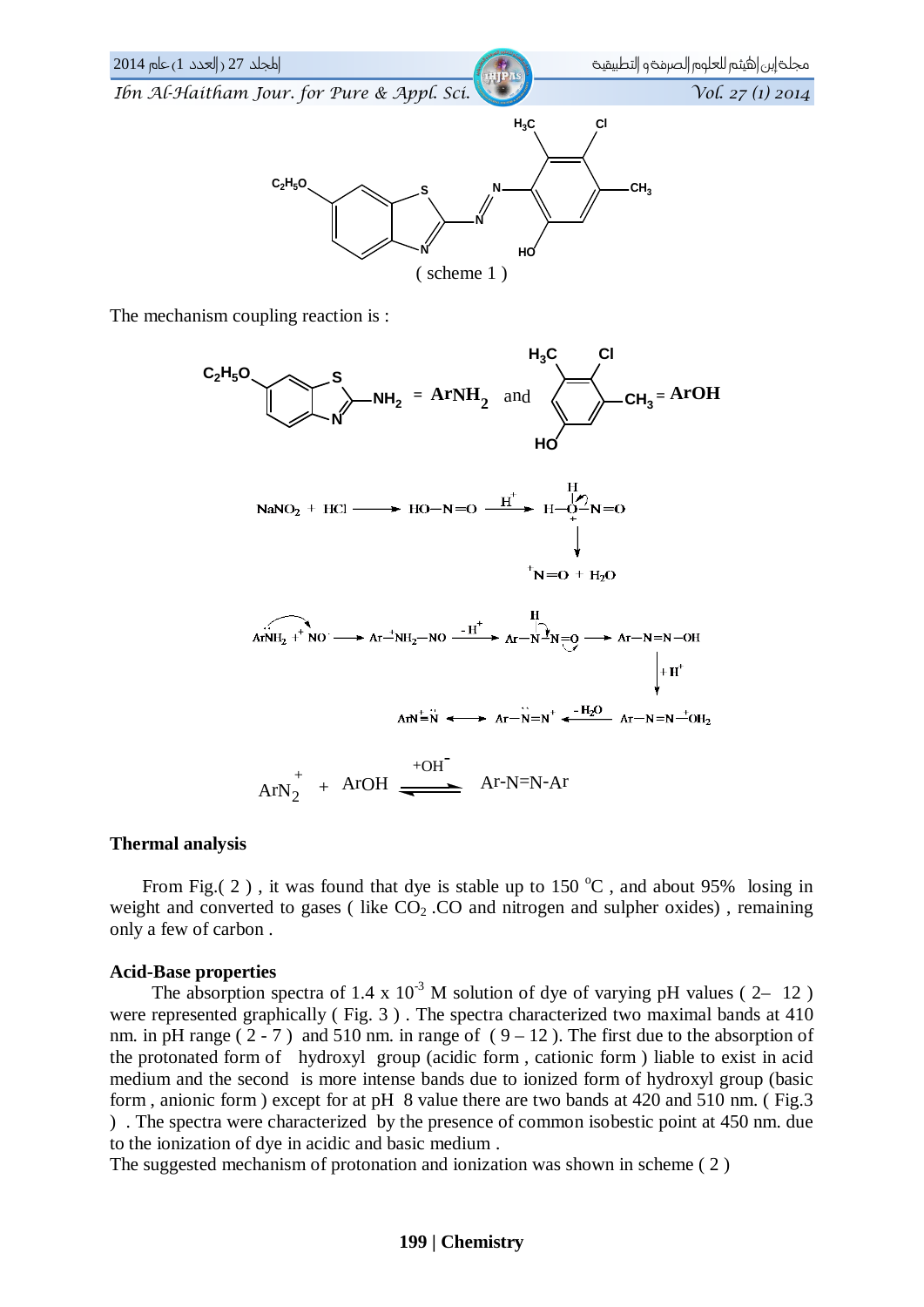( scheme 1 )

The mechanism coupling reaction is :

$C_2H_5O$-benzothiazole-$NH_2$ = **$ArNH_2$** and 4-chloro-3,5-dimethylphenol = **ArOH**

$$NaNO_2 + HCl \longrightarrow HO-N=O \xrightarrow{H^+} H-\overset{H}{\underset{+}{O}}-N=O \longrightarrow {}^{+}N=O + H_2O$$

$$Ar\ddot{N}H_2 + {}^{+}NO \longrightarrow Ar-\overset{+}{N}H_2-NO \xrightarrow{-H^+} Ar-\overset{H}{N}-N=O \longrightarrow Ar-N=N-OH$$

$$Ar-N=N-OH \xrightarrow{+H^+} Ar-N=N-\overset{+}{O}H_2 \xrightarrow{-H_2O} Ar-\ddot{N}=N^+ \longleftrightarrow Ar\overset{+}{N}\equiv\ddot{N}$$

$$ArN_2^{+} + ArOH \overset{+OH^-}{\rightleftharpoons} Ar\text{-}N{=}N\text{-}Ar$$

**Thermal analysis**

From Fig.( 2 ) , it was found that dye is stable up to 150 °C , and about 95% losing in weight and converted to gases ( like $CO_2$ .CO and nitrogen and sulpher oxides) , remaining only a few of carbon .

**Acid-Base properties**

The absorption spectra of 1.4 x $10^{-3}$ M solution of dye of varying pH values ( 2– 12 ) were represented graphically ( Fig. 3 ) . The spectra characterized two maximal bands at 410 nm. in pH range ( 2 - 7 ) and 510 nm. in range of ( 9 – 12 ). The first due to the absorption of the protonated form of hydroxyl group (acidic form , cationic form ) liable to exist in acid medium and the second is more intense bands due to ionized form of hydroxyl group (basic form , anionic form ) except for at pH 8 value there are two bands at 420 and 510 nm. ( Fig.3 ) . The spectra were characterized by the presence of common isobestic point at 450 nm. due to the ionization of dye in acidic and basic medium .

The suggested mechanism of protonation and ionization was shown in scheme ( 2 )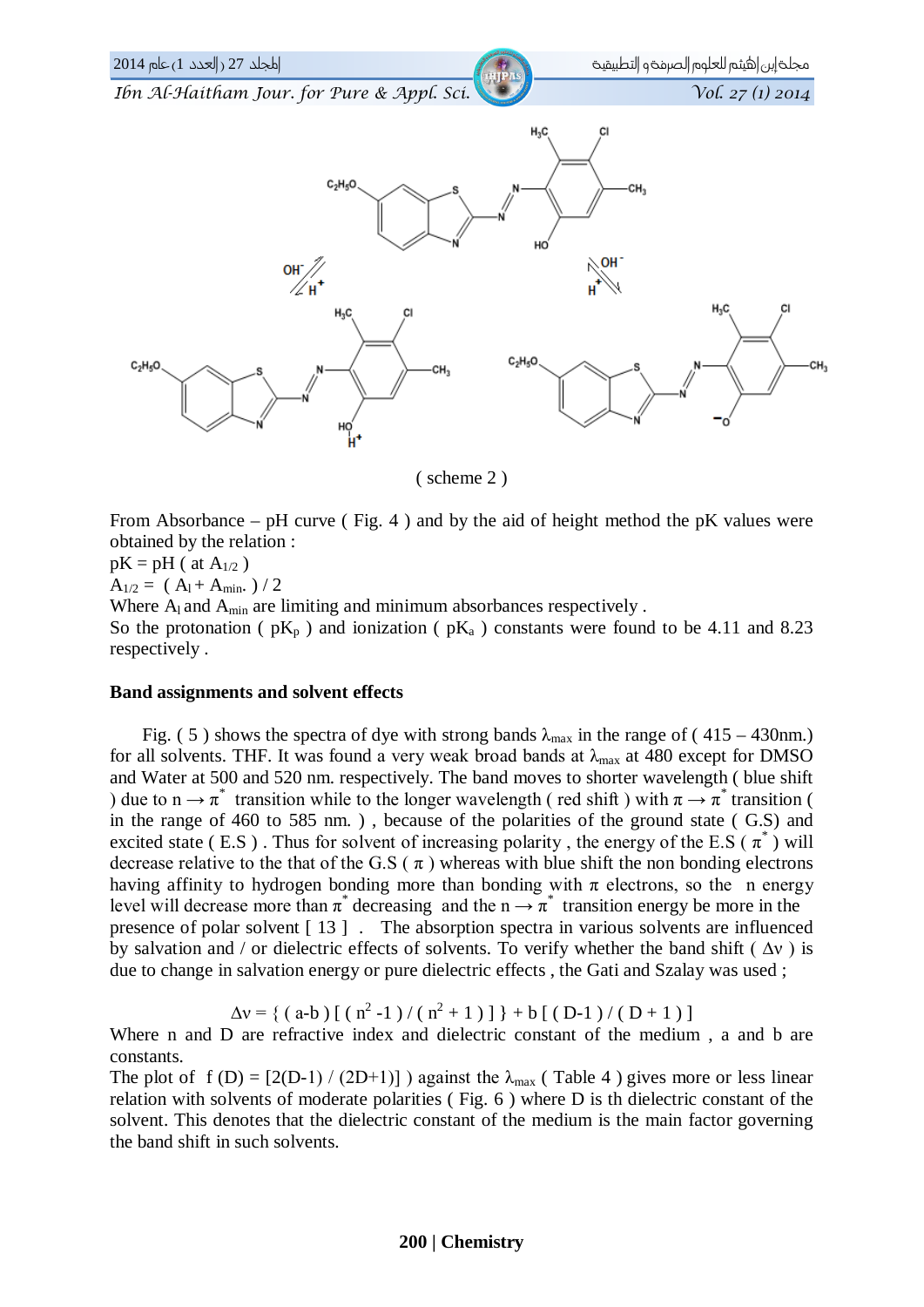( scheme 2 )

From Absorbance – pH curve ( Fig. 4 ) and by the aid of height method the pK values were obtained by the relation :

pK = pH ( at $A_{1/2}$ )

$A_{1/2}$ = ( $A_l$ + $A_{min}$. ) / 2

Where $A_l$ and $A_{min}$ are limiting and minimum absorbances respectively .

So the protonation ( $pK_p$ ) and ionization ( $pK_a$ ) constants were found to be 4.11 and 8.23 respectively .

**Band assignments and solvent effects**

Fig. ( 5 ) shows the spectra of dye with strong bands $\lambda_{max}$ in the range of ( 415 – 430nm.) for all solvents. THF. It was found a very weak broad bands at $\lambda_{max}$ at 480 except for DMSO and Water at 500 and 520 nm. respectively. The band moves to shorter wavelength ( blue shift ) due to $n \rightarrow \pi^*$ transition while to the longer wavelength ( red shift ) with $\pi \rightarrow \pi^*$ transition ( in the range of 460 to 585 nm. ) , because of the polarities of the ground state ( G.S) and excited state ( E.S ) . Thus for solvent of increasing polarity , the energy of the E.S ( $\pi^*$ ) will decrease relative to the that of the G.S ( $\pi$ ) whereas with blue shift the non bonding electrons having affinity to hydrogen bonding more than bonding with $\pi$ electrons, so the n energy level will decrease more than $\pi^*$ decreasing and the $n \rightarrow \pi^*$ transition energy be more in the presence of polar solvent [ 13 ] . The absorption spectra in various solvents are influenced by salvation and / or dielectric effects of solvents. To verify whether the band shift ( $\Delta\nu$ ) is due to change in salvation energy or pure dielectric effects , the Gati and Szalay was used ;

$$\Delta\nu = \{ ( a\text{-}b ) [ ( n^2 - 1 ) / ( n^2 + 1 ) ] \} + b [ ( D-1 ) / ( D + 1 ) ]$$

Where n and D are refractive index and dielectric constant of the medium , a and b are constants.

The plot of f (D) = [2(D-1) / (2D+1)] ) against the $\lambda_{max}$ ( Table 4 ) gives more or less linear relation with solvents of moderate polarities ( Fig. 6 ) where D is th dielectric constant of the solvent. This denotes that the dielectric constant of the medium is the main factor governing the band shift in such solvents.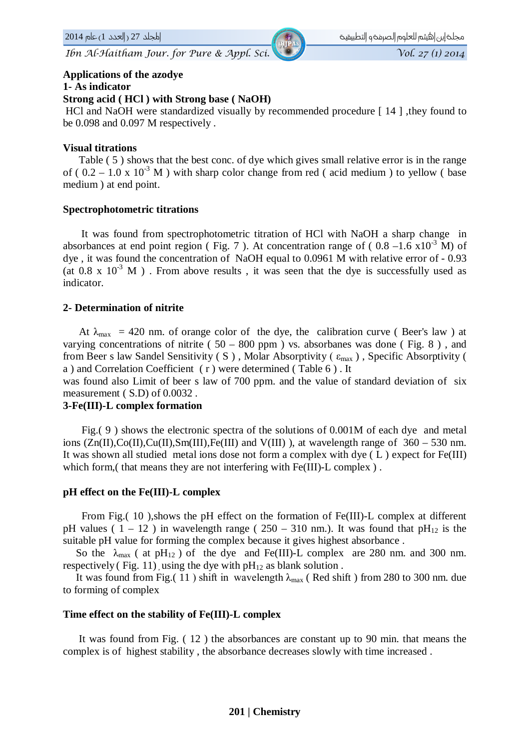**Applications of the azodye**

**1- As indicator**

**Strong acid ( HCl ) with Strong base ( NaOH)**

HCl and NaOH were standardized visually by recommended procedure [ 14 ] ,they found to be 0.098 and 0.097 M respectively .

**Visual titrations**

Table ( 5 ) shows that the best conc. of dye which gives small relative error is in the range of ( 0.2 – 1.0 x $10^{-3}$ M ) with sharp color change from red ( acid medium ) to yellow ( base medium ) at end point.

**Spectrophotometric titrations**

It was found from spectrophotometric titration of HCl with NaOH a sharp change in absorbances at end point region ( Fig. 7 ). At concentration range of ( 0.8 –1.6 x$10^{-3}$ M) of dye , it was found the concentration of NaOH equal to 0.0961 M with relative error of - 0.93 (at 0.8 x $10^{-3}$ M ) . From above results , it was seen that the dye is successfully used as indicator.

**2- Determination of nitrite**

At $\lambda_{max}$ = 420 nm. of orange color of the dye, the calibration curve ( Beer's law ) at varying concentrations of nitrite ( 50 – 800 ppm ) vs. absorbanes was done ( Fig. 8 ) , and from Beer s law Sandel Sensitivity ( S ) , Molar Absorptivity ( $\varepsilon_{max}$ ) , Specific Absorptivity ( a ) and Correlation Coefficient ( r ) were determined ( Table 6 ) . It was found also Limit of beer s law of 700 ppm. and the value of standard deviation of six measurement ( S.D) of 0.0032 .

**3-Fe(III)-L complex formation**

Fig.( 9 ) shows the electronic spectra of the solutions of 0.001M of each dye and metal ions (Zn(II),Co(II),Cu(II),Sm(III),Fe(III) and V(III) ), at wavelength range of 360 – 530 nm. It was shown all studied metal ions dose not form a complex with dye ( L ) expect for Fe(III) which form,( that means they are not interfering with Fe(III)-L complex ) .

**pH effect on the Fe(III)-L complex**

From Fig.( 10 ),shows the pH effect on the formation of Fe(III)-L complex at different pH values ( 1 – 12 ) in wavelength range ( 250 – 310 nm.). It was found that $pH_{12}$ is the suitable pH value for forming the complex because it gives highest absorbance .

So the $\lambda_{max}$ ( at $pH_{12}$ ) of the dye and Fe(III)-L complex are 280 nm. and 300 nm. respectively ( Fig. 11) , using the dye with $pH_{12}$ as blank solution .

It was found from Fig.( 11 ) shift in wavelength $\lambda_{max}$ ( Red shift ) from 280 to 300 nm. due to forming of complex

**Time effect on the stability of Fe(III)-L complex**

It was found from Fig. ( 12 ) the absorbances are constant up to 90 min. that means the complex is of highest stability , the absorbance decreases slowly with time increased .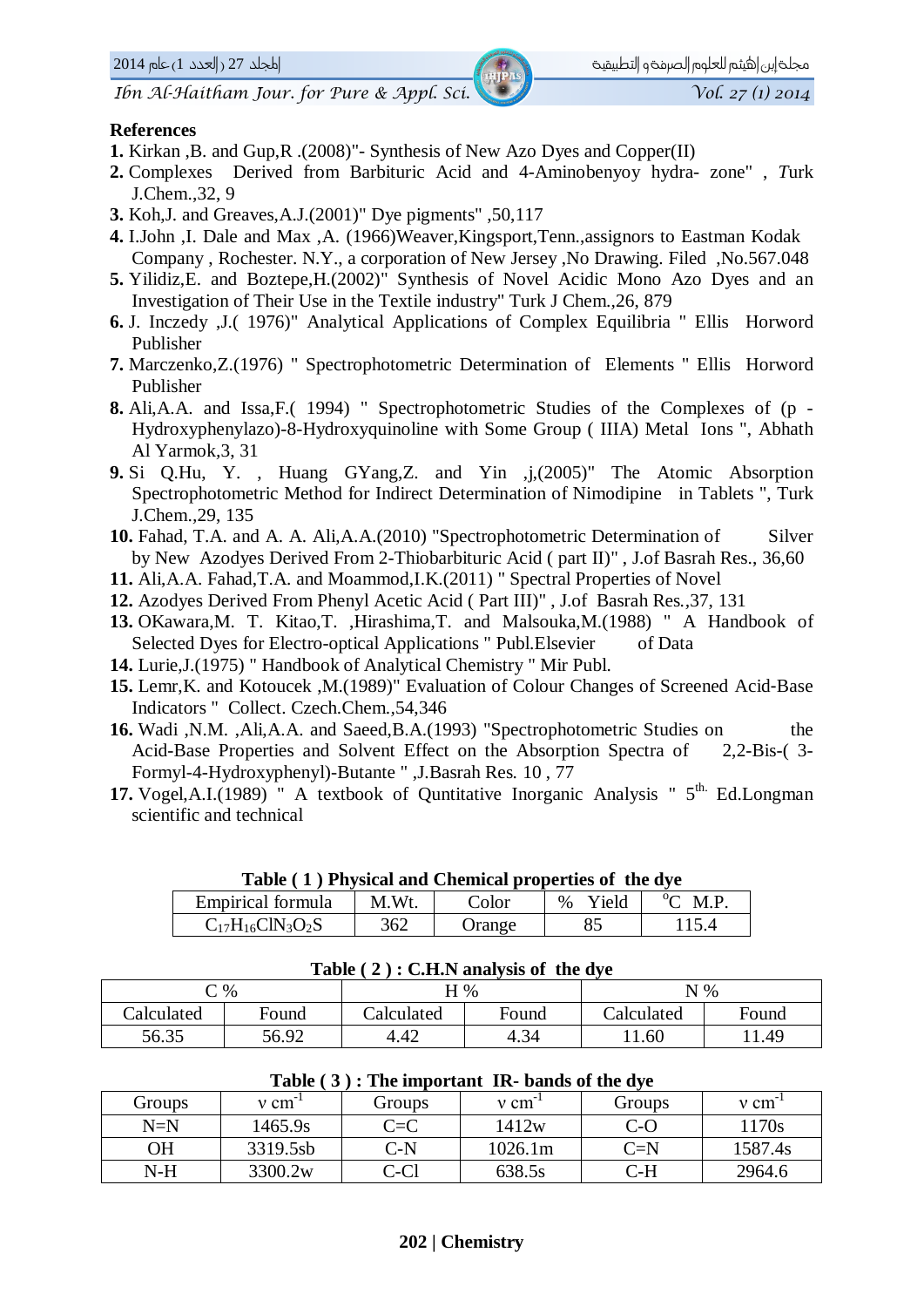## References

1. Kirkan ,B. and Gup,R .(2008)"- Synthesis of New Azo Dyes and Copper(II)
2. Complexes Derived from Barbituric Acid and 4-Aminobenyoy hydra- zone" , Turk J.Chem.,32, 9
3. Koh,J. and Greaves,A.J.(2001)" Dye pigments" ,50,117
4. I.John ,I. Dale and Max ,A. (1966)Weaver,Kingsport,Tenn.,assignors to Eastman Kodak Company , Rochester. N.Y., a corporation of New Jersey ,No Drawing. Filed ,No.567.048
5. Yilidiz,E. and Boztepe,H.(2002)" Synthesis of Novel Acidic Mono Azo Dyes and an Investigation of Their Use in the Textile industry" Turk J Chem.,26, 879
6. J. Inczedy ,J.( 1976)" Analytical Applications of Complex Equilibria " Ellis Horword Publisher
7. Marczenko,Z.(1976) " Spectrophotometric Determination of Elements " Ellis Horword Publisher
8. Ali,A.A. and Issa,F.( 1994) " Spectrophotometric Studies of the Complexes of (p -Hydroxyphenylazo)-8-Hydroxyquinoline with Some Group ( IIIA) Metal Ions ", Abhath Al Yarmok,3, 31
9. Si Q.Hu, Y. , Huang GYang,Z. and Yin ,j,(2005)" The Atomic Absorption Spectrophotometric Method for Indirect Determination of Nimodipine in Tablets ", Turk J.Chem.,29, 135
10. Fahad, T.A. and A. A. Ali,A.A.(2010) "Spectrophotometric Determination of Silver by New Azodyes Derived From 2-Thiobarbituric Acid ( part II)" , J.of Basrah Res., 36,60
11. Ali,A.A. Fahad,T.A. and Moammod,I.K.(2011) " Spectral Properties of Novel
12. Azodyes Derived From Phenyl Acetic Acid ( Part III)" , J.of Basrah Res.,37, 131
13. OKawara,M. T. Kitao,T. ,Hirashima,T. and Malsouka,M.(1988) " A Handbook of Selected Dyes for Electro-optical Applications " Publ.Elsevier of Data
14. Lurie,J.(1975) " Handbook of Analytical Chemistry " Mir Publ.
15. Lemr,K. and Kotoucek ,M.(1989)" Evaluation of Colour Changes of Screened Acid-Base Indicators " Collect. Czech.Chem.,54,346
16. Wadi ,N.M. ,Ali,A.A. and Saeed,B.A.(1993) "Spectrophotometric Studies on the Acid-Base Properties and Solvent Effect on the Absorption Spectra of 2,2-Bis-( 3-Formyl-4-Hydroxyphenyl)-Butante " ,J.Basrah Res. 10 , 77
17. Vogel,A.I.(1989) " A textbook of Quntitative Inorganic Analysis " 5$^{th.}$ Ed.Longman scientific and technical

**Table ( 1 ) Physical and Chemical properties of the dye**

| Empirical formula | M.Wt. | Color | % Yield | $^{o}$C M.P. |
|---|---|---|---|---|
| $C_{17}H_{16}ClN_3O_2S$ | 362 | Orange | 85 | 115.4 |

**Table ( 2 ) : C.H.N analysis of the dye**

| C % | | H % | | N % | |
|---|---|---|---|---|---|
| Calculated | Found | Calculated | Found | Calculated | Found |
| 56.35 | 56.92 | 4.42 | 4.34 | 11.60 | 11.49 |

**Table ( 3 ) : The important IR- bands of the dye**

| Groups | ν $cm^{-1}$ | Groups | ν $cm^{-1}$ | Groups | ν $cm^{-1}$ |
|---|---|---|---|---|---|
| N=N | 1465.9s | C=C | 1412w | C-O | 1170s |
| OH | 3319.5sb | C-N | 1026.1m | C=N | 1587.4s |
| N-H | 3300.2w | C-Cl | 638.5s | C-H | 2964.6 |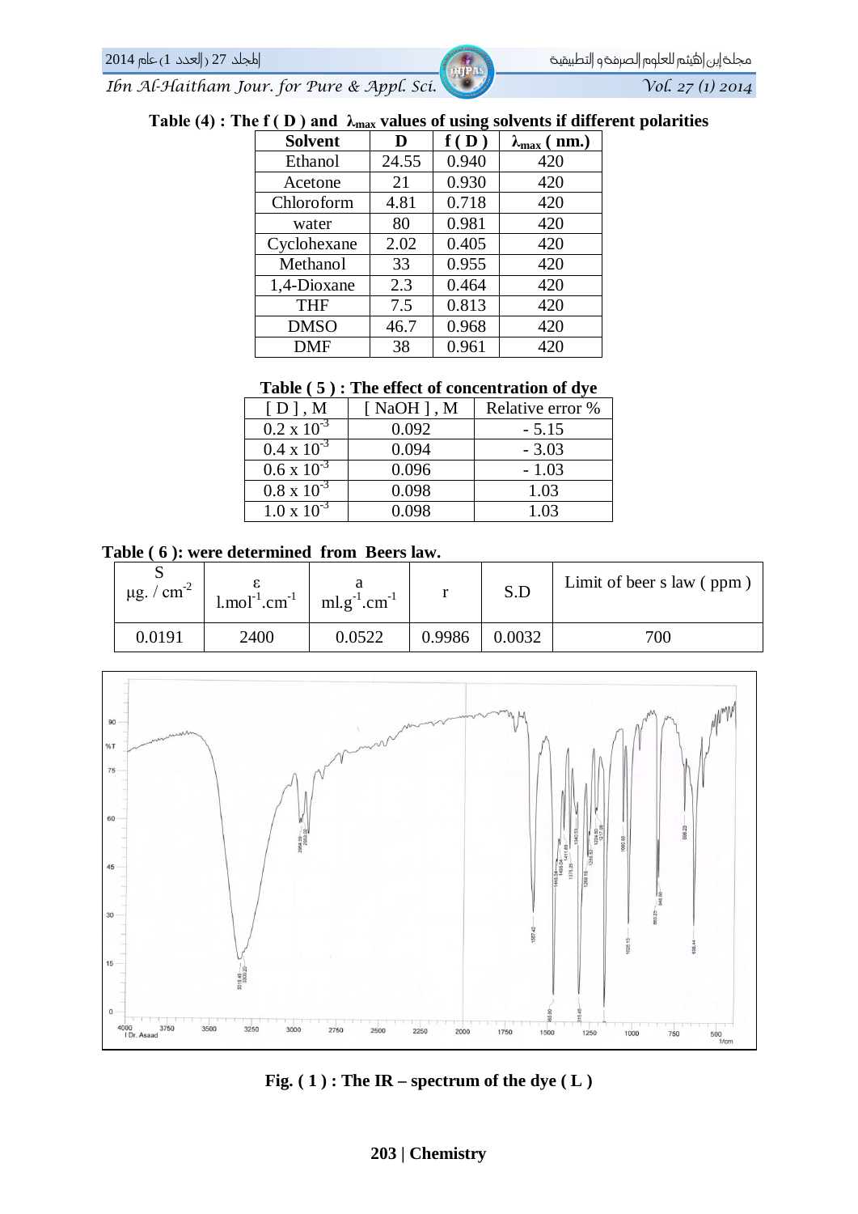**Table (4) : The f ( D ) and $\lambda_{max}$ values of using solvents if different polarities**

| Solvent | D | f ( D ) | $\lambda_{max}$ ( nm.) |
|---|---|---|---|
| Ethanol | 24.55 | 0.940 | 420 |
| Acetone | 21 | 0.930 | 420 |
| Chloroform | 4.81 | 0.718 | 420 |
| water | 80 | 0.981 | 420 |
| Cyclohexane | 2.02 | 0.405 | 420 |
| Methanol | 33 | 0.955 | 420 |
| 1,4-Dioxane | 2.3 | 0.464 | 420 |
| THF | 7.5 | 0.813 | 420 |
| DMSO | 46.7 | 0.968 | 420 |
| DMF | 38 | 0.961 | 420 |

**Table ( 5 ) : The effect of concentration of dye**

| [ D ] , M | [ NaOH ] , M | Relative error % |
|---|---|---|
| $0.2 \times 10^{-3}$ | 0.092 | - 5.15 |
| $0.4 \times 10^{-3}$ | 0.094 | - 3.03 |
| $0.6 \times 10^{-3}$ | 0.096 | - 1.03 |
| $0.8 \times 10^{-3}$ | 0.098 | 1.03 |
| $1.0 \times 10^{-3}$ | 0.098 | 1.03 |

**Table ( 6 ): were determined from Beers law.**

| S $\mu g. / cm^{-2}$ | $\varepsilon$ $l.mol^{-1}.cm^{-1}$ | a $ml.g^{-1}.cm^{-1}$ | r | S.D | Limit of beer s law ( ppm ) |
|---|---|---|---|---|---|
| 0.0191 | 2400 | 0.0522 | 0.9986 | 0.0032 | 700 |

**Fig. ( 1 ) : The IR – spectrum of the dye ( L )**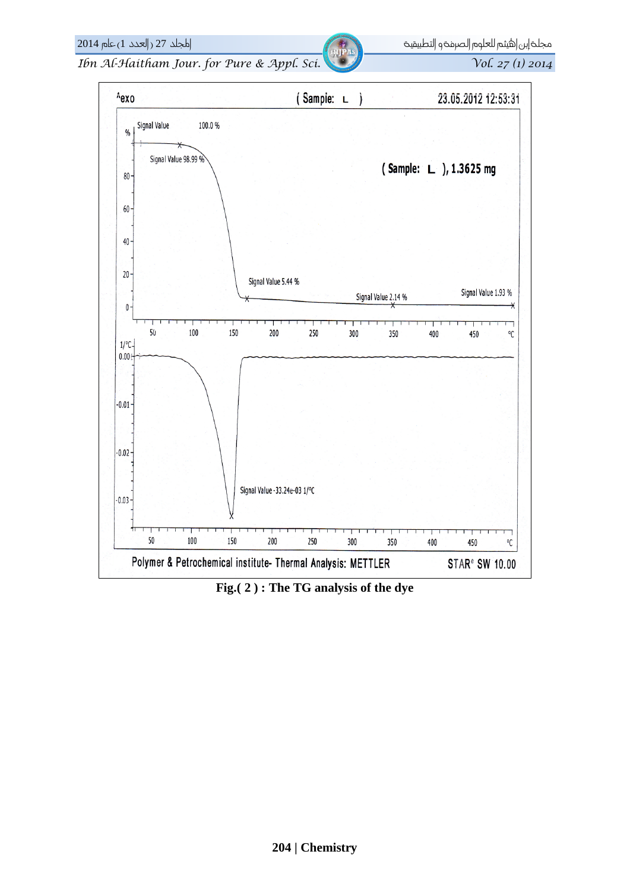Fig.( 2 ) : The TG analysis of the dye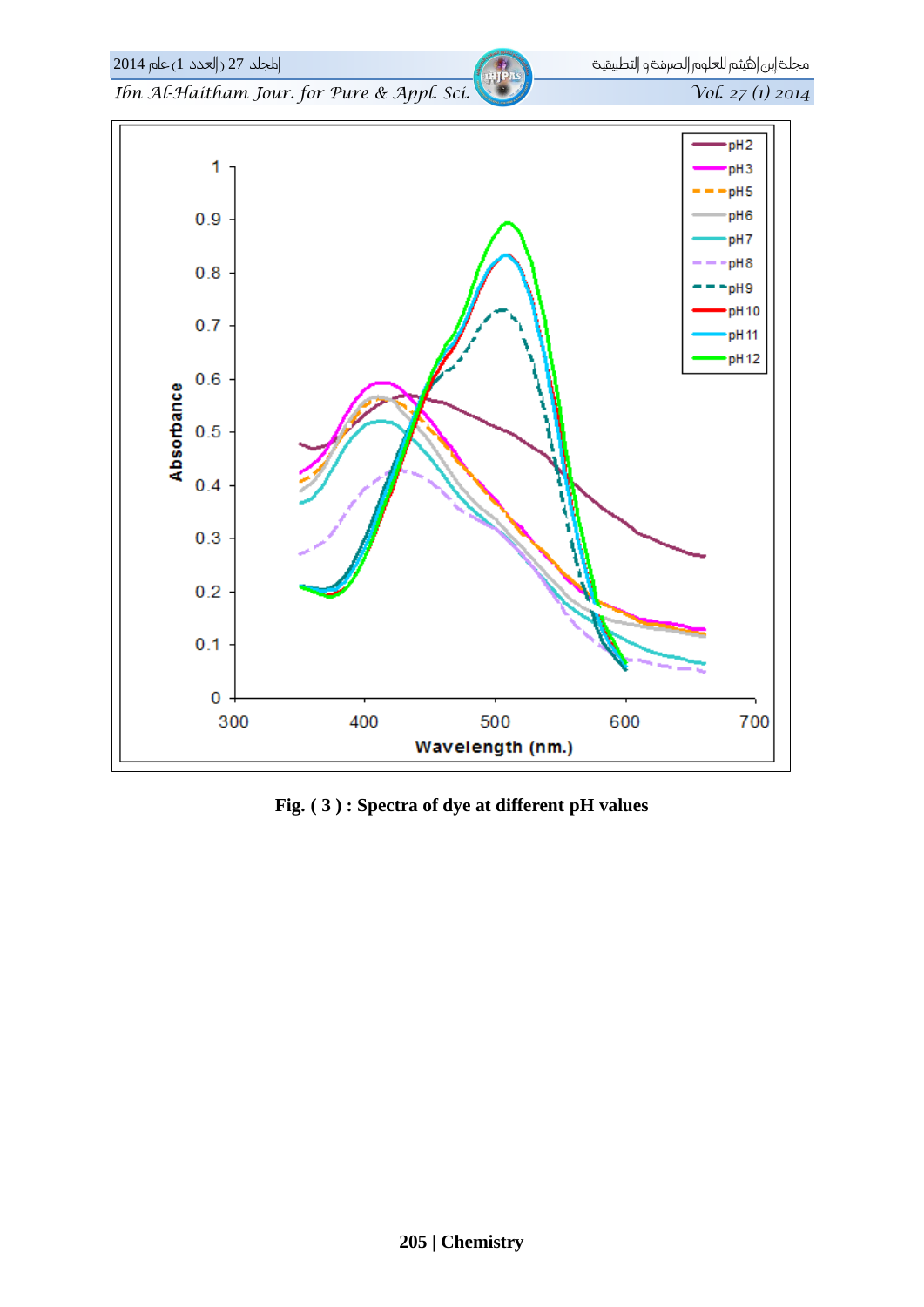Fig. ( 3 ) : Spectra of dye at different pH values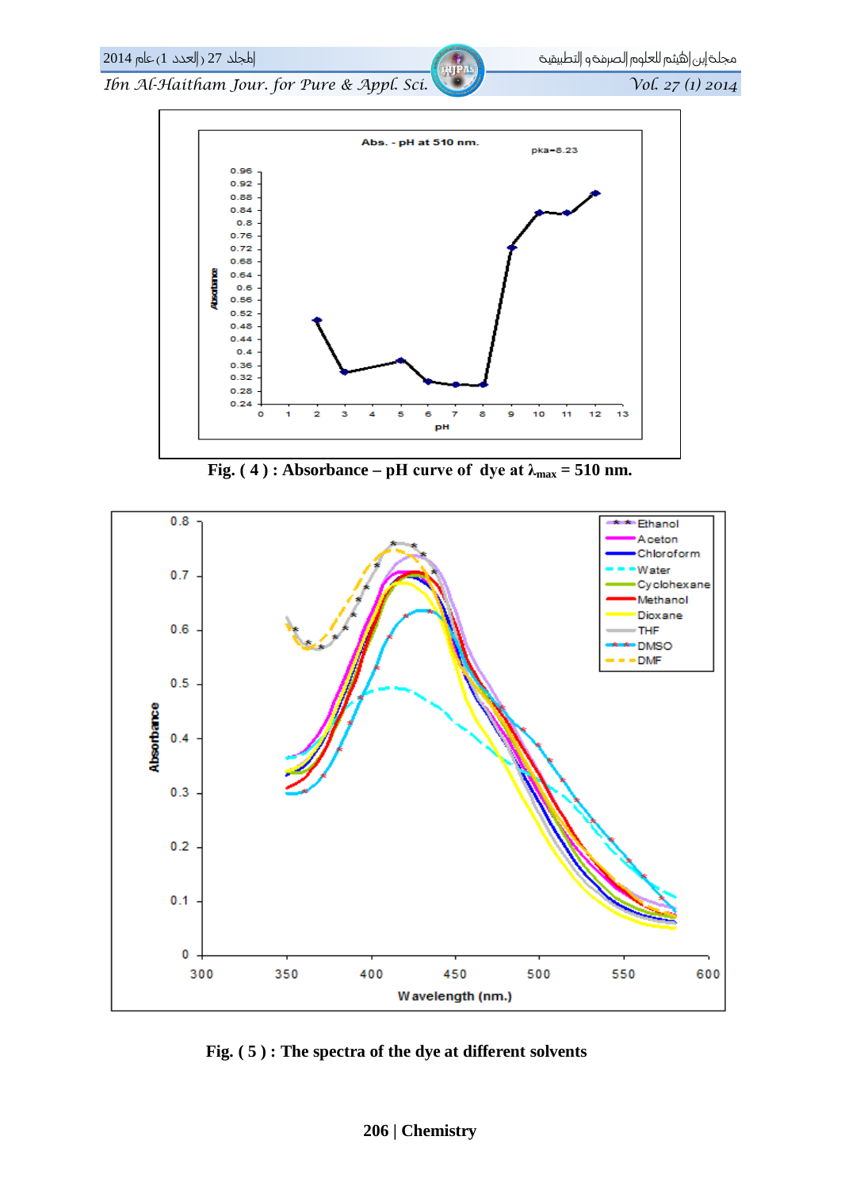Fig. ( 4 ) : Absorbance – pH curve of dye at $\lambda_{max}$ = 510 nm.

Fig. ( 5 ) : The spectra of the dye at different solvents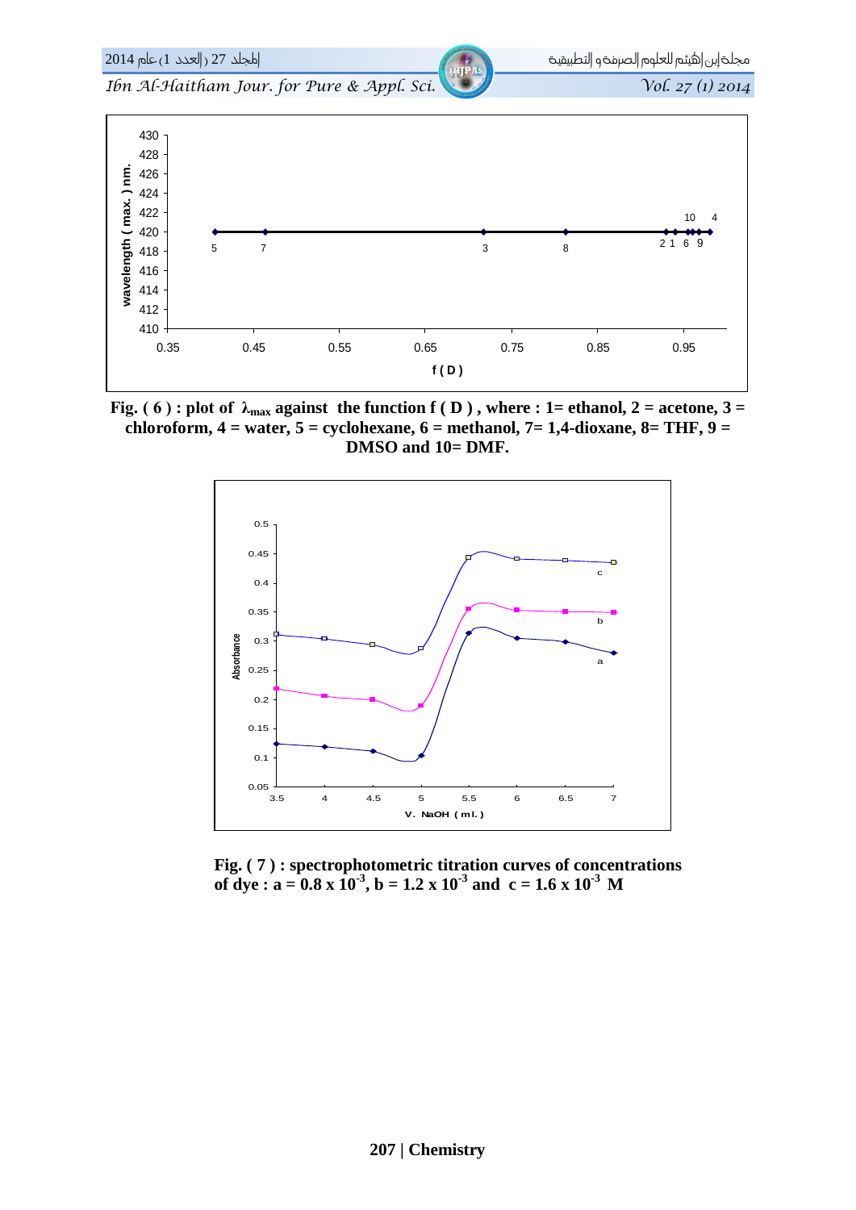**Fig. ( 6 ) : plot of $\lambda_{max}$ against the function f ( D ) , where : 1= ethanol, 2 = acetone, 3 = chloroform, 4 = water, 5 = cyclohexane, 6 = methanol, 7= 1,4-dioxane, 8= THF, 9 = DMSO and 10= DMF.**

**Fig. ( 7 ) : spectrophotometric titration curves of concentrations of dye : a = 0.8 x $10^{-3}$, b = 1.2 x $10^{-3}$ and c = 1.6 x $10^{-3}$ M**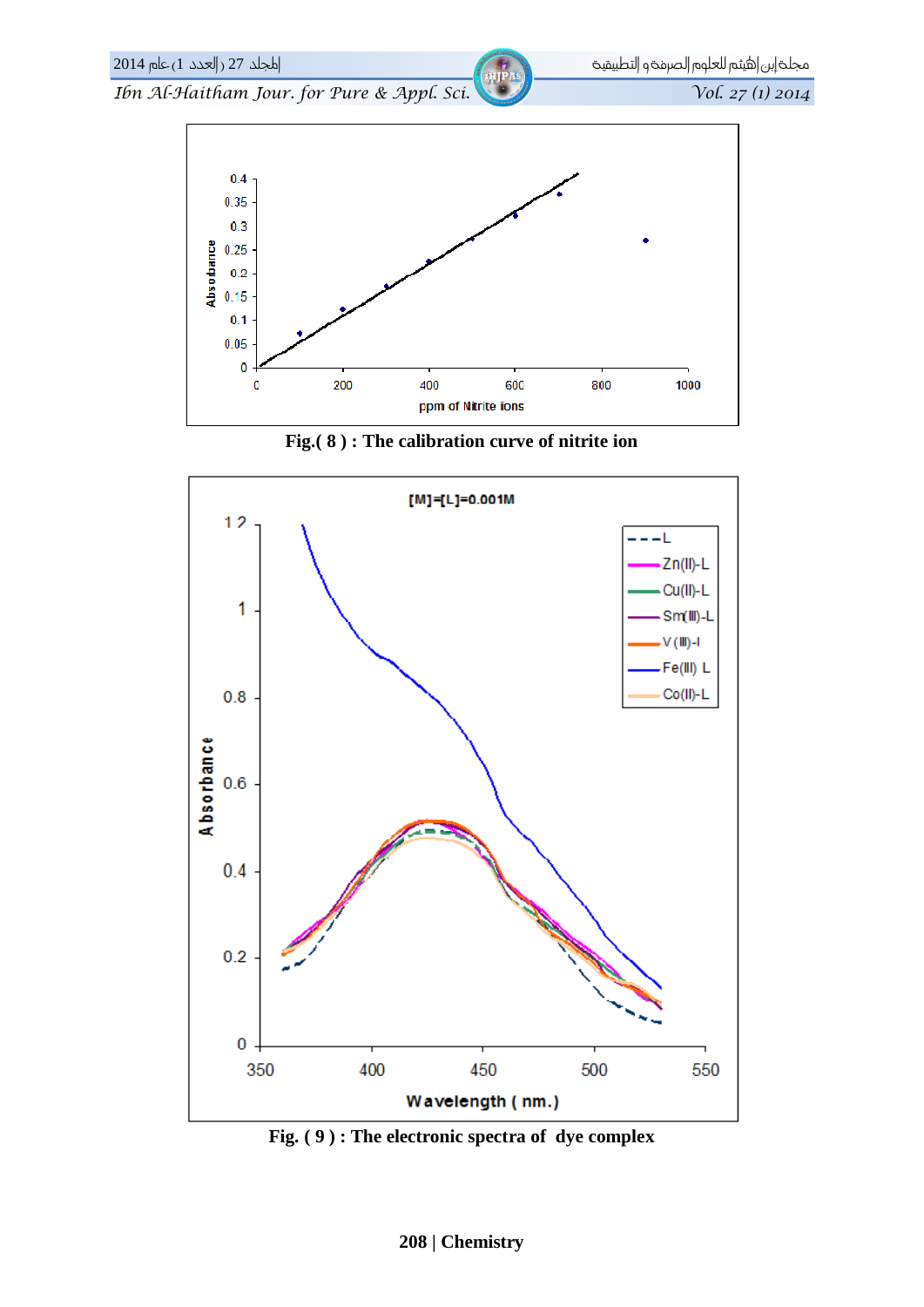Fig.( 8 ) : The calibration curve of nitrite ion

Fig. ( 9 ) : The electronic spectra of dye complex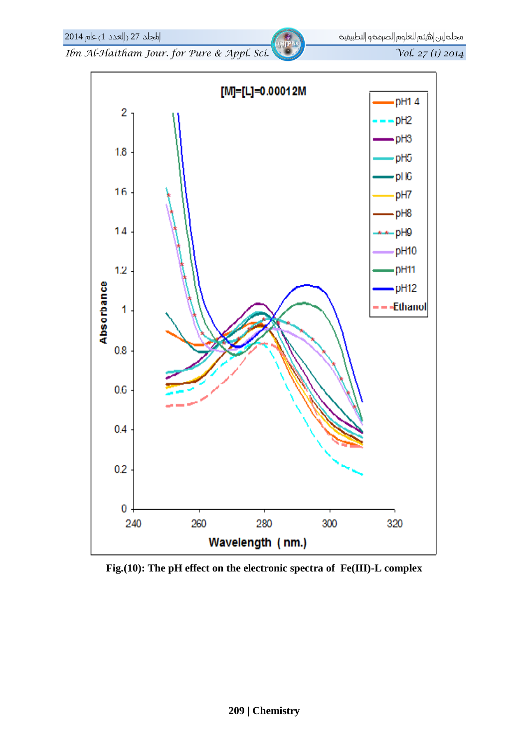Fig.(10): The pH effect on the electronic spectra of Fe(III)-L complex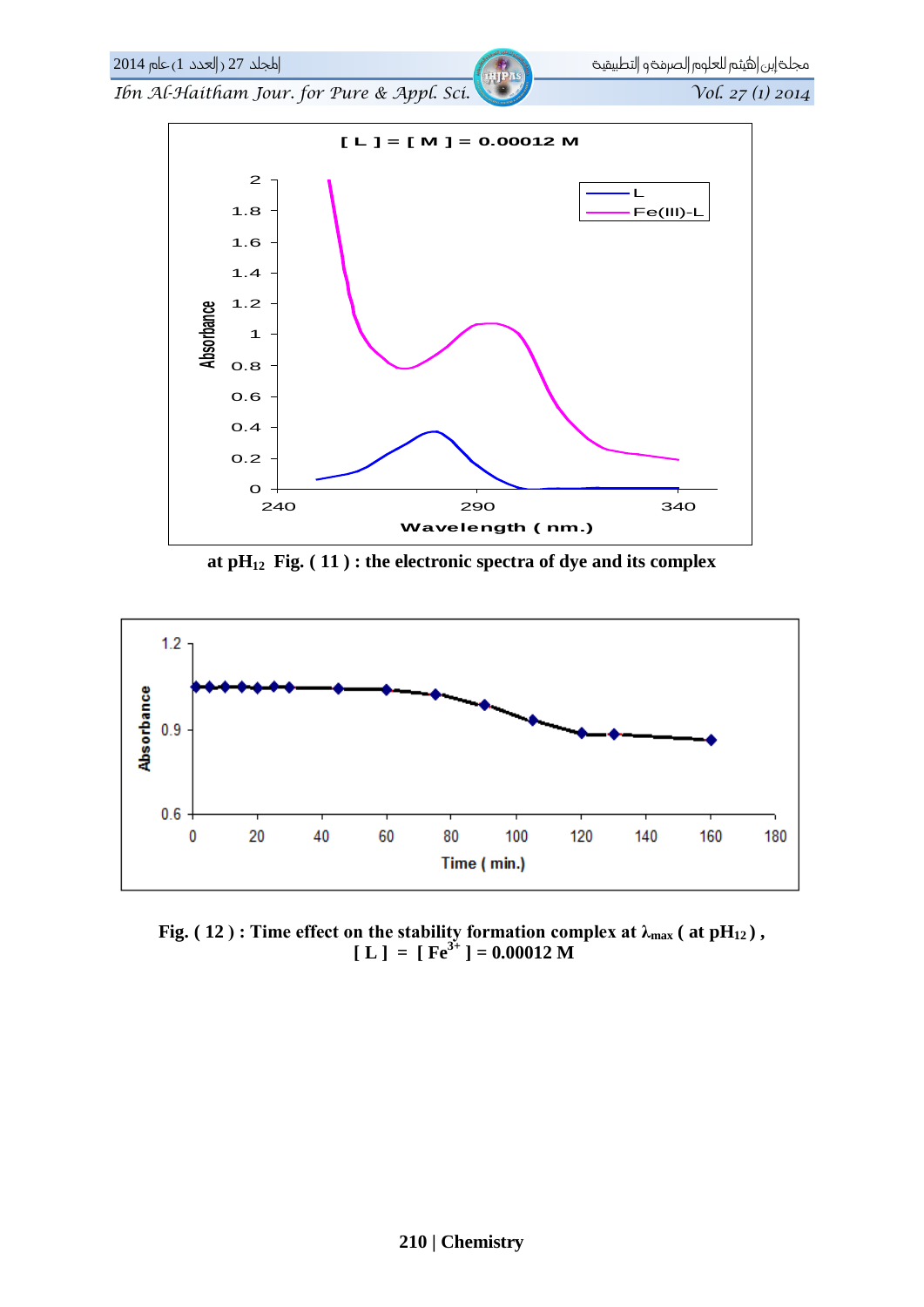at $pH_{12}$ Fig. ( 11 ) : the electronic spectra of dye and its complex

Fig. ( 12 ) : Time effect on the stability formation complex at $\lambda_{max}$ ( at $pH_{12}$ ) ,
[ L ] = [ $Fe^{3+}$ ] = 0.00012 M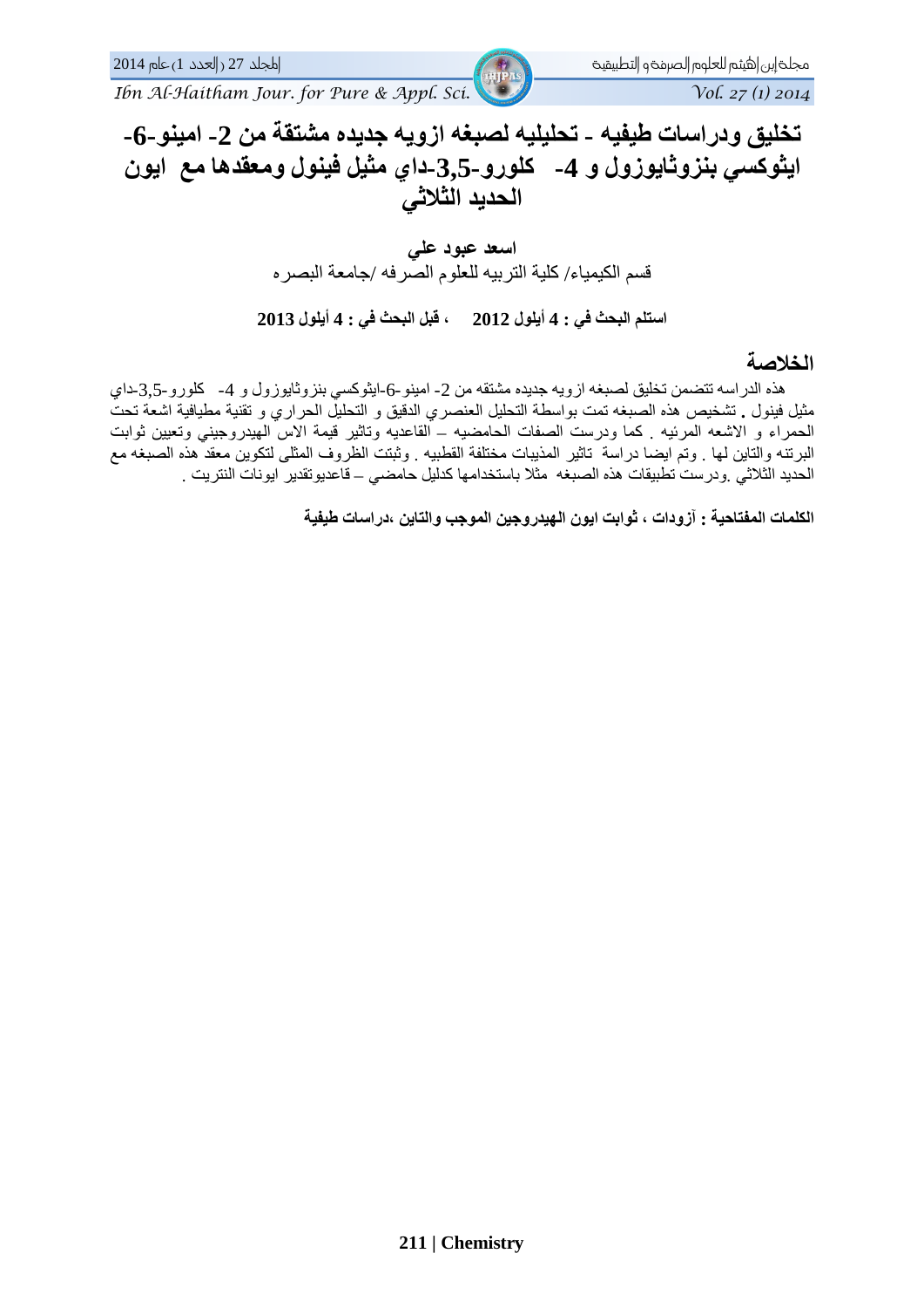# تخليق ودراسات طيفيه - تحليليه لصبغه ازويه جديده مشتقة من 2- امينو-6- ايثوكسي بنزوثايوزول و 4- كلورو-3,5-داي مثيل فينول ومعقدها مع ايون الحديد الثلاثي

**اسعد عبود علي**

قسم الكيمياء/ كلية التربيه للعلوم الصرفه /جامعة البصره

**استلم البحث في : 4 أيلول 2012 ، قبل البحث في : 4 أيلول 2013**

## الخلاصة

هذه الدراسه تتضمن تخليق لصبغه ازويه جديده مشتقه من 2- امينو-6-ايثوكسي بنزوثايوزول و 4- كلورو-3,5-داي مثيل فينول . تشخيص هذه الصبغه تمت بواسطة التحليل العنصري الدقيق و التحليل الحراري و تقنية مطيافية اشعة تحت الحمراء و الاشعه المرئيه . كما ودرست الصفات الحامضيه – القاعديه وتاثير قيمة الاس الهيدروجيني وتعيين ثوابت البرتنه والتاين لها . وتم ايضا دراسة تاثير المذيبات مختلفة القطبيه . وثبتت الظروف المثلى لتكوين معقد هذه الصبغه مع الحديد الثلاثي .ودرست تطبيقات هذه الصبغه مثلا باستخدامها كدليل حامضي – قاعديوتقدير ايونات النتريت .

**الكلمات المفتاحية : آزودات ، ثوابت ايون الهيدروجين الموجب والتاين ،دراسات طيفية**